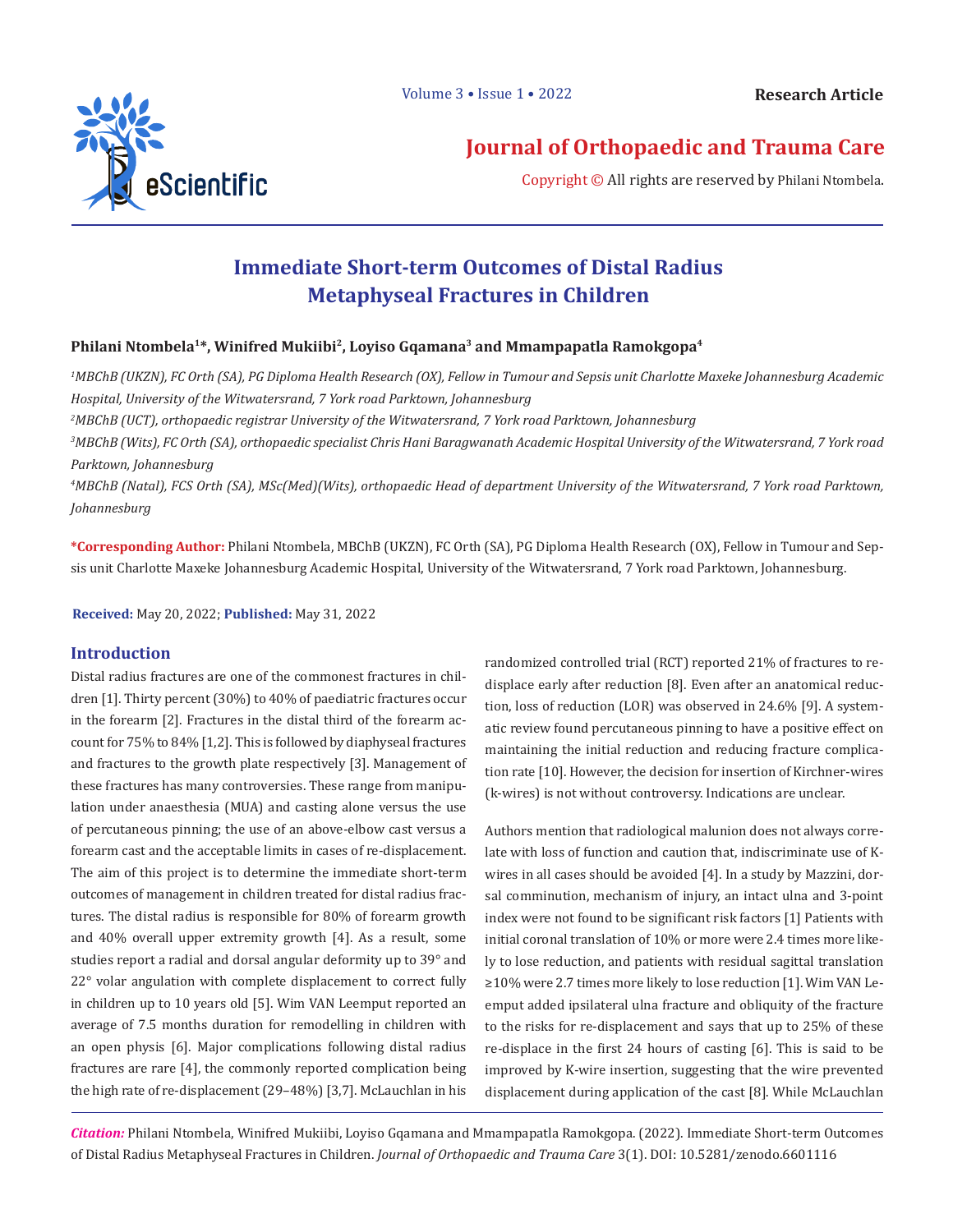# Immediate Short-term Outcomes of Distal Radius Metaphyseal Fractures in Children

**Philani Ntombela[1]*, Winifred Mukiibi[2], Loyiso Gqamana[3] and Mmampapatla Ramokgopa[4]**

[1]*MBChB (UKZN), FC Orth (SA), PG Diploma Health Research (OX), Fellow in Tumour and Sepsis unit Charlotte Maxeke Johannesburg Academic Hospital, University of the Witwatersrand, 7 York road Parktown, Johannesburg*

[2]*MBChB (UCT), orthopaedic registrar University of the Witwatersrand, 7 York road Parktown, Johannesburg*

[3]*MBChB (Wits), FC Orth (SA), orthopaedic specialist Chris Hani Baragwanath Academic Hospital University of the Witwatersrand, 7 York road Parktown, Johannesburg*

[4]*MBChB (Natal), FCS Orth (SA), MSc(Med)(Wits), orthopaedic Head of department University of the Witwatersrand, 7 York road Parktown, Johannesburg*

**\*Corresponding Author:** Philani Ntombela, MBChB (UKZN), FC Orth (SA), PG Diploma Health Research (OX), Fellow in Tumour and Sepsis unit Charlotte Maxeke Johannesburg Academic Hospital, University of the Witwatersrand, 7 York road Parktown, Johannesburg.

**Received:** May 20, 2022; **Published:** May 31, 2022

## Introduction

Distal radius fractures are one of the commonest fractures in children [1]. Thirty percent (30%) to 40% of paediatric fractures occur in the forearm [2]. Fractures in the distal third of the forearm account for 75% to 84% [1,2]. This is followed by diaphyseal fractures and fractures to the growth plate respectively [3]. Management of these fractures has many controversies. These range from manipulation under anaesthesia (MUA) and casting alone versus the use of percutaneous pinning; the use of an above-elbow cast versus a forearm cast and the acceptable limits in cases of re-displacement. The aim of this project is to determine the immediate short-term outcomes of management in children treated for distal radius fractures. The distal radius is responsible for 80% of forearm growth and 40% overall upper extremity growth [4]. As a result, some studies report a radial and dorsal angular deformity up to 39° and 22° volar angulation with complete displacement to correct fully in children up to 10 years old [5]. Wim VAN Leemput reported an average of 7.5 months duration for remodelling in children with an open physis [6]. Major complications following distal radius fractures are rare [4], the commonly reported complication being the high rate of re-displacement (29–48%) [3,7]. McLauchlan in his randomized controlled trial (RCT) reported 21% of fractures to re-displace early after reduction [8]. Even after an anatomical reduction, loss of reduction (LOR) was observed in 24.6% [9]. A systematic review found percutaneous pinning to have a positive effect on maintaining the initial reduction and reducing fracture complication rate [10]. However, the decision for insertion of Kirchner-wires (k-wires) is not without controversy. Indications are unclear.

Authors mention that radiological malunion does not always correlate with loss of function and caution that, indiscriminate use of K-wires in all cases should be avoided [4]. In a study by Mazzini, dorsal comminution, mechanism of injury, an intact ulna and 3-point index were not found to be significant risk factors [1] Patients with initial coronal translation of 10% or more were 2.4 times more likely to lose reduction, and patients with residual sagittal translation ≥10% were 2.7 times more likely to lose reduction [1]. Wim VAN Leemput added ipsilateral ulna fracture and obliquity of the fracture to the risks for re-displacement and says that up to 25% of these re-displace in the first 24 hours of casting [6]. This is said to be improved by K-wire insertion, suggesting that the wire prevented displacement during application of the cast [8]. While McLauchlan

*Citation:* Philani Ntombela, Winifred Mukiibi, Loyiso Gqamana and Mmampapatla Ramokgopa. (2022). Immediate Short-term Outcomes of Distal Radius Metaphyseal Fractures in Children. *Journal of Orthopaedic and Trauma Care* 3(1). DOI: 10.5281/zenodo.6601116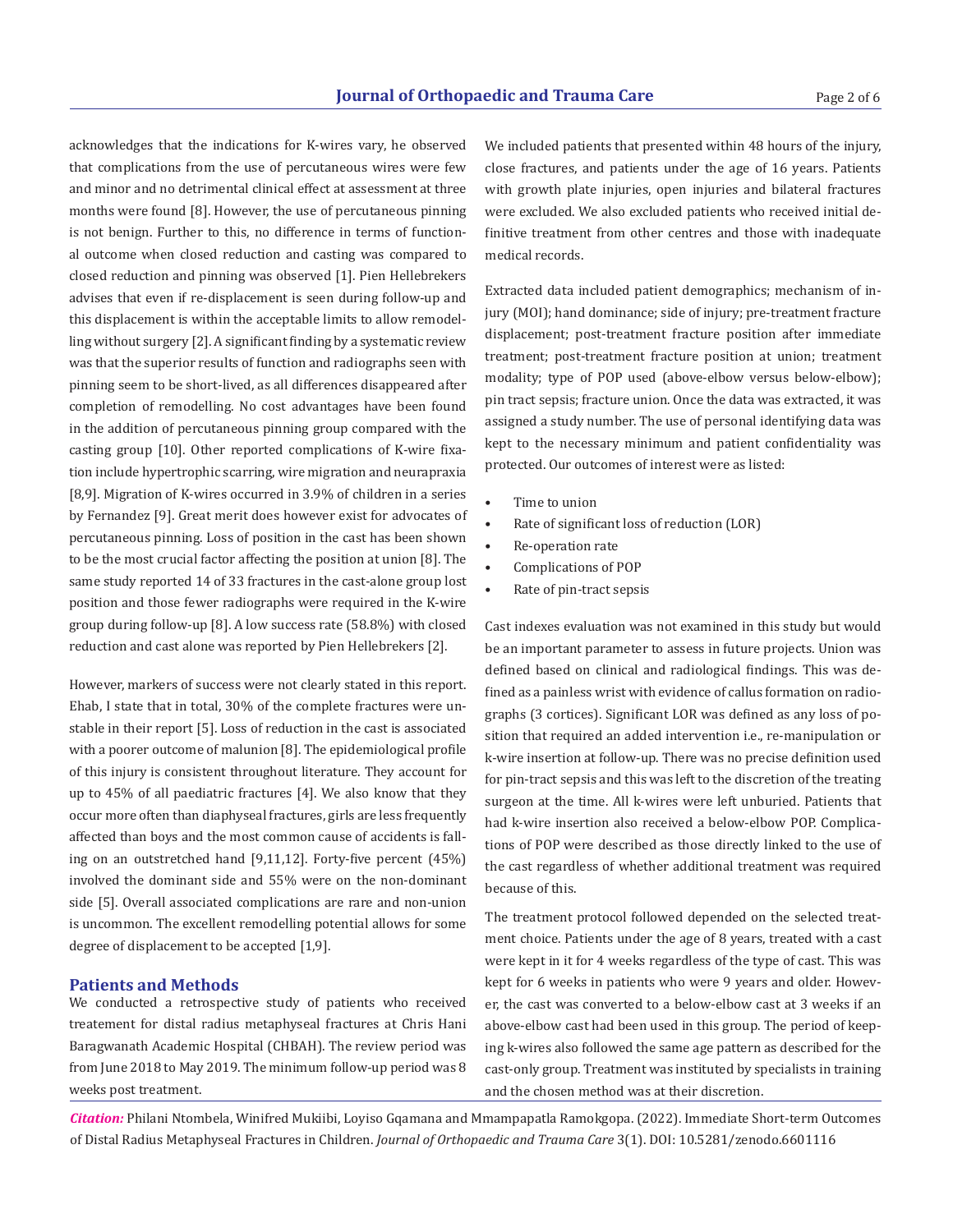acknowledges that the indications for K-wires vary, he observed that complications from the use of percutaneous wires were few and minor and no detrimental clinical effect at assessment at three months were found [8]. However, the use of percutaneous pinning is not benign. Further to this, no difference in terms of functional outcome when closed reduction and casting was compared to closed reduction and pinning was observed [1]. Pien Hellebrekers advises that even if re-displacement is seen during follow-up and this displacement is within the acceptable limits to allow remodelling without surgery [2]. A significant finding by a systematic review was that the superior results of function and radiographs seen with pinning seem to be short-lived, as all differences disappeared after completion of remodelling. No cost advantages have been found in the addition of percutaneous pinning group compared with the casting group [10]. Other reported complications of K-wire fixation include hypertrophic scarring, wire migration and neurapraxia [8,9]. Migration of K-wires occurred in 3.9% of children in a series by Fernandez [9]. Great merit does however exist for advocates of percutaneous pinning. Loss of position in the cast has been shown to be the most crucial factor affecting the position at union [8]. The same study reported 14 of 33 fractures in the cast-alone group lost position and those fewer radiographs were required in the K-wire group during follow-up [8]. A low success rate (58.8%) with closed reduction and cast alone was reported by Pien Hellebrekers [2].

However, markers of success were not clearly stated in this report. Ehab, I state that in total, 30% of the complete fractures were unstable in their report [5]. Loss of reduction in the cast is associated with a poorer outcome of malunion [8]. The epidemiological profile of this injury is consistent throughout literature. They account for up to 45% of all paediatric fractures [4]. We also know that they occur more often than diaphyseal fractures, girls are less frequently affected than boys and the most common cause of accidents is falling on an outstretched hand [9,11,12]. Forty-five percent (45%) involved the dominant side and 55% were on the non-dominant side [5]. Overall associated complications are rare and non-union is uncommon. The excellent remodelling potential allows for some degree of displacement to be accepted [1,9].

## Patients and Methods

We conducted a retrospective study of patients who received treatement for distal radius metaphyseal fractures at Chris Hani Baragwanath Academic Hospital (CHBAH). The review period was from June 2018 to May 2019. The minimum follow-up period was 8 weeks post treatment.

We included patients that presented within 48 hours of the injury, close fractures, and patients under the age of 16 years. Patients with growth plate injuries, open injuries and bilateral fractures were excluded. We also excluded patients who received initial definitive treatment from other centres and those with inadequate medical records.

Extracted data included patient demographics; mechanism of injury (MOI); hand dominance; side of injury; pre-treatment fracture displacement; post-treatment fracture position after immediate treatment; post-treatment fracture position at union; treatment modality; type of POP used (above-elbow versus below-elbow); pin tract sepsis; fracture union. Once the data was extracted, it was assigned a study number. The use of personal identifying data was kept to the necessary minimum and patient confidentiality was protected. Our outcomes of interest were as listed:

- Time to union
- Rate of significant loss of reduction (LOR)
- Re-operation rate
- Complications of POP
- Rate of pin-tract sepsis

Cast indexes evaluation was not examined in this study but would be an important parameter to assess in future projects. Union was defined based on clinical and radiological findings. This was defined as a painless wrist with evidence of callus formation on radiographs (3 cortices). Significant LOR was defined as any loss of position that required an added intervention i.e., re-manipulation or k-wire insertion at follow-up. There was no precise definition used for pin-tract sepsis and this was left to the discretion of the treating surgeon at the time. All k-wires were left unburied. Patients that had k-wire insertion also received a below-elbow POP. Complications of POP were described as those directly linked to the use of the cast regardless of whether additional treatment was required because of this.

The treatment protocol followed depended on the selected treatment choice. Patients under the age of 8 years, treated with a cast were kept in it for 4 weeks regardless of the type of cast. This was kept for 6 weeks in patients who were 9 years and older. However, the cast was converted to a below-elbow cast at 3 weeks if an above-elbow cast had been used in this group. The period of keeping k-wires also followed the same age pattern as described for the cast-only group. Treatment was instituted by specialists in training and the chosen method was at their discretion.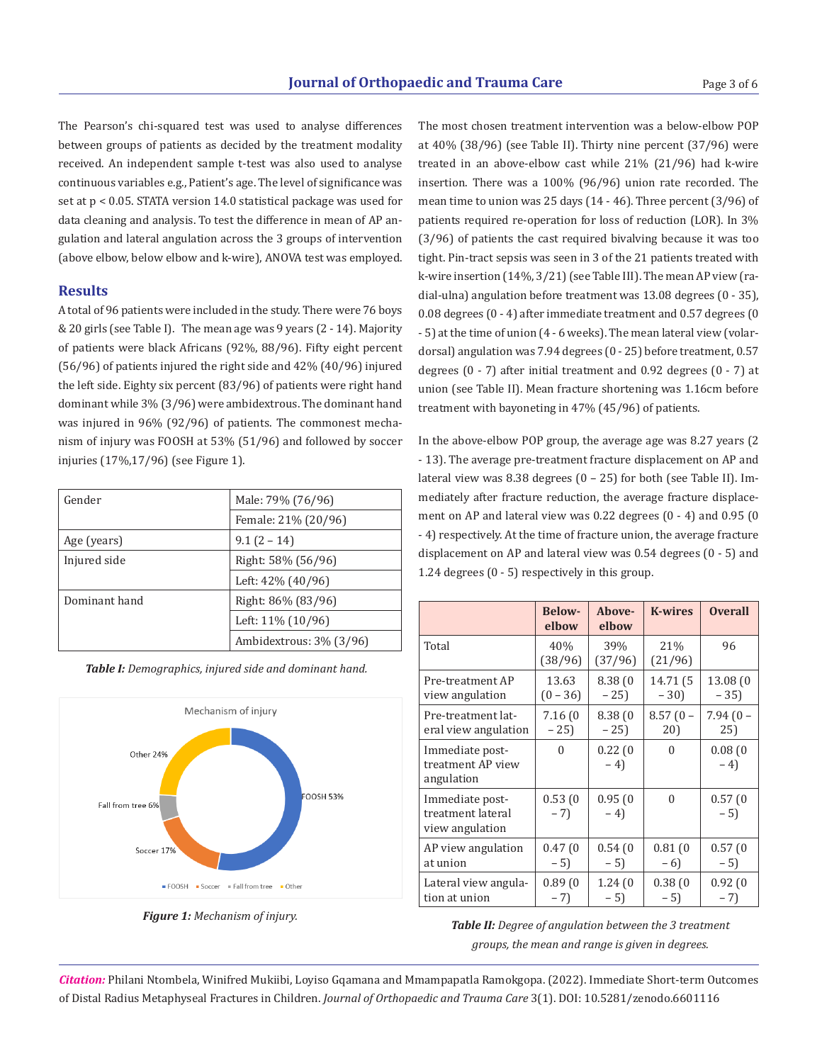The Pearson's chi-squared test was used to analyse differences between groups of patients as decided by the treatment modality received. An independent sample t-test was also used to analyse continuous variables e.g., Patient's age. The level of significance was set at $p < 0.05$. STATA version 14.0 statistical package was used for data cleaning and analysis. To test the difference in mean of AP angulation and lateral angulation across the 3 groups of intervention (above elbow, below elbow and k-wire), ANOVA test was employed.

## Results

A total of 96 patients were included in the study. There were 76 boys & 20 girls (see Table I). The mean age was 9 years (2 - 14). Majority of patients were black Africans (92%, 88/96). Fifty eight percent (56/96) of patients injured the right side and 42% (40/96) injured the left side. Eighty six percent (83/96) of patients were right hand dominant while 3% (3/96) were ambidextrous. The dominant hand was injured in 96% (92/96) of patients. The commonest mechanism of injury was FOOSH at 53% (51/96) and followed by soccer injuries (17%,17/96) (see Figure 1).

| | |
|---|---|
| Gender | Male: 79% (76/96) |
| | Female: 21% (20/96) |
| Age (years) | 9.1 (2 – 14) |
| Injured side | Right: 58% (56/96) |
| | Left: 42% (40/96) |
| Dominant hand | Right: 86% (83/96) |
| | Left: 11% (10/96) |
| | Ambidextrous: 3% (3/96) |

***Table I:*** *Demographics, injured side and dominant hand.*

Mechanism of injury

FOOSH 53%, Soccer 17%, Fall from tree 6%, Other 24%

***Figure 1:*** *Mechanism of injury.*

The most chosen treatment intervention was a below-elbow POP at 40% (38/96) (see Table II). Thirty nine percent (37/96) were treated in an above-elbow cast while 21% (21/96) had k-wire insertion. There was a 100% (96/96) union rate recorded. The mean time to union was 25 days (14 - 46). Three percent (3/96) of patients required re-operation for loss of reduction (LOR). In 3% (3/96) of patients the cast required bivalving because it was too tight. Pin-tract sepsis was seen in 3 of the 21 patients treated with k-wire insertion (14%, 3/21) (see Table III). The mean AP view (radial-ulna) angulation before treatment was 13.08 degrees (0 - 35), 0.08 degrees (0 - 4) after immediate treatment and 0.57 degrees (0 - 5) at the time of union (4 - 6 weeks). The mean lateral view (volar-dorsal) angulation was 7.94 degrees (0 - 25) before treatment, 0.57 degrees (0 - 7) after initial treatment and 0.92 degrees (0 - 7) at union (see Table II). Mean fracture shortening was 1.16cm before treatment with bayoneting in 47% (45/96) of patients.

In the above-elbow POP group, the average age was 8.27 years (2 - 13). The average pre-treatment fracture displacement on AP and lateral view was 8.38 degrees (0 – 25) for both (see Table II). Immediately after fracture reduction, the average fracture displacement on AP and lateral view was 0.22 degrees (0 - 4) and 0.95 (0 - 4) respectively. At the time of fracture union, the average fracture displacement on AP and lateral view was 0.54 degrees (0 - 5) and 1.24 degrees (0 - 5) respectively in this group.

| | Below-elbow | Above-elbow | K-wires | Overall |
|---|---|---|---|---|
| Total | 40% (38/96) | 39% (37/96) | 21% (21/96) | 96 |
| Pre-treatment AP view angulation | 13.63 (0 – 36) | 8.38 (0 – 25) | 14.71 (5 – 30) | 13.08 (0 – 35) |
| Pre-treatment lateral view angulation | 7.16 (0 – 25) | 8.38 (0 – 25) | 8.57 (0 – 20) | 7.94 (0 – 25) |
| Immediate post-treatment AP view angulation | 0 | 0.22 (0 – 4) | 0 | 0.08 (0 – 4) |
| Immediate post-treatment lateral view angulation | 0.53 (0 – 7) | 0.95 (0 – 4) | 0 | 0.57 (0 – 5) |
| AP view angulation at union | 0.47 (0 – 5) | 0.54 (0 – 5) | 0.81 (0 – 6) | 0.57 (0 – 5) |
| Lateral view angulation at union | 0.89 (0 – 7) | 1.24 (0 – 5) | 0.38 (0 – 5) | 0.92 (0 – 7) |

***Table II:*** *Degree of angulation between the 3 treatment groups, the mean and range is given in degrees.*

***Citation:*** Philani Ntombela, Winifred Mukiibi, Loyiso Gqamana and Mmampapatla Ramokgopa. (2022). Immediate Short-term Outcomes of Distal Radius Metaphyseal Fractures in Children. *Journal of Orthopaedic and Trauma Care* 3(1). DOI: 10.5281/zenodo.6601116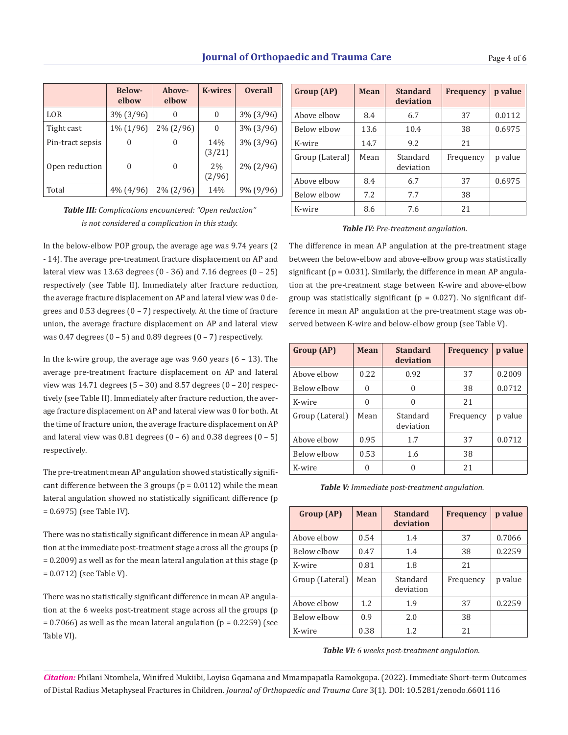| | Below-elbow | Above-elbow | K-wires | Overall |
|---|---|---|---|---|
| LOR | 3% (3/96) | 0 | 0 | 3% (3/96) |
| Tight cast | 1% (1/96) | 2% (2/96) | 0 | 3% (3/96) |
| Pin-tract sepsis | 0 | 0 | 14% (3/21) | 3% (3/96) |
| Open reduction | 0 | 0 | 2% (2/96) | 2% (2/96) |
| Total | 4% (4/96) | 2% (2/96) | 14% | 9% (9/96) |

***Table III:*** *Complications encountered: "Open reduction" is not considered a complication in this study.*

In the below-elbow POP group, the average age was 9.74 years (2 - 14). The average pre-treatment fracture displacement on AP and lateral view was 13.63 degrees (0 - 36) and 7.16 degrees (0 – 25) respectively (see Table II). Immediately after fracture reduction, the average fracture displacement on AP and lateral view was 0 degrees and 0.53 degrees (0 – 7) respectively. At the time of fracture union, the average fracture displacement on AP and lateral view was 0.47 degrees (0 – 5) and 0.89 degrees (0 – 7) respectively.

In the k-wire group, the average age was 9.60 years (6 – 13). The average pre-treatment fracture displacement on AP and lateral view was 14.71 degrees (5 – 30) and 8.57 degrees (0 – 20) respectively (see Table II). Immediately after fracture reduction, the average fracture displacement on AP and lateral view was 0 for both. At the time of fracture union, the average fracture displacement on AP and lateral view was 0.81 degrees (0 – 6) and 0.38 degrees (0 – 5) respectively.

The pre-treatment mean AP angulation showed statistically significant difference between the 3 groups ($p = 0.0112$) while the mean lateral angulation showed no statistically significant difference ($p = 0.6975$) (see Table IV).

There was no statistically significant difference in mean AP angulation at the immediate post-treatment stage across all the groups ($p = 0.2009$) as well as for the mean lateral angulation at this stage ($p = 0.0712$) (see Table V).

There was no statistically significant difference in mean AP angulation at the 6 weeks post-treatment stage across all the groups ($p = 0.7066$) as well as the mean lateral angulation ($p = 0.2259$) (see Table VI).

| Group (AP) | Mean | Standard deviation | Frequency | p value |
|---|---|---|---|---|
| Above elbow | 8.4 | 6.7 | 37 | 0.0112 |
| Below elbow | 13.6 | 10.4 | 38 | 0.6975 |
| K-wire | 14.7 | 9.2 | 21 | |
| Group (Lateral) | Mean | Standard deviation | Frequency | p value |
| Above elbow | 8.4 | 6.7 | 37 | 0.6975 |
| Below elbow | 7.2 | 7.7 | 38 | |
| K-wire | 8.6 | 7.6 | 21 | |

***Table IV:*** *Pre-treatment angulation.*

The difference in mean AP angulation at the pre-treatment stage between the below-elbow and above-elbow group was statistically significant ($p = 0.031$). Similarly, the difference in mean AP angulation at the pre-treatment stage between K-wire and above-elbow group was statistically significant ($p = 0.027$). No significant difference in mean AP angulation at the pre-treatment stage was observed between K-wire and below-elbow group (see Table V).

| Group (AP) | Mean | Standard deviation | Frequency | p value |
|---|---|---|---|---|
| Above elbow | 0.22 | 0.92 | 37 | 0.2009 |
| Below elbow | 0 | 0 | 38 | 0.0712 |
| K-wire | 0 | 0 | 21 | |
| Group (Lateral) | Mean | Standard deviation | Frequency | p value |
| Above elbow | 0.95 | 1.7 | 37 | 0.0712 |
| Below elbow | 0.53 | 1.6 | 38 | |
| K-wire | 0 | 0 | 21 | |

***Table V:*** *Immediate post-treatment angulation.*

| Group (AP) | Mean | Standard deviation | Frequency | p value |
|---|---|---|---|---|
| Above elbow | 0.54 | 1.4 | 37 | 0.7066 |
| Below elbow | 0.47 | 1.4 | 38 | 0.2259 |
| K-wire | 0.81 | 1.8 | 21 | |
| Group (Lateral) | Mean | Standard deviation | Frequency | p value |
| Above elbow | 1.2 | 1.9 | 37 | 0.2259 |
| Below elbow | 0.9 | 2.0 | 38 | |
| K-wire | 0.38 | 1.2 | 21 | |

***Table VI:*** *6 weeks post-treatment angulation.*

***Citation:*** Philani Ntombela, Winifred Mukiibi, Loyiso Gqamana and Mmampapatla Ramokgopa. (2022). Immediate Short-term Outcomes of Distal Radius Metaphyseal Fractures in Children. *Journal of Orthopaedic and Trauma Care* 3(1). DOI: 10.5281/zenodo.6601116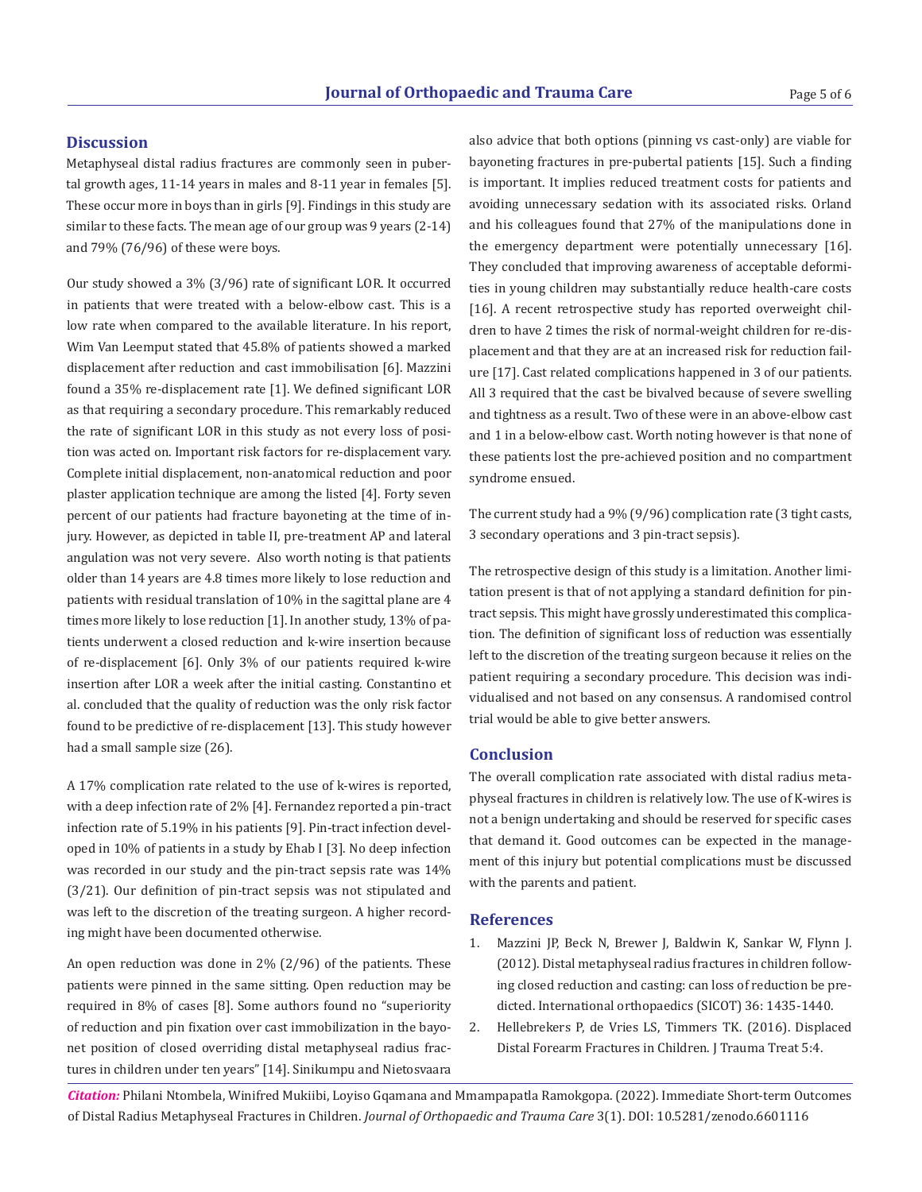## Discussion

Metaphyseal distal radius fractures are commonly seen in pubertal growth ages, 11-14 years in males and 8-11 year in females [5]. These occur more in boys than in girls [9]. Findings in this study are similar to these facts. The mean age of our group was 9 years (2-14) and 79% (76/96) of these were boys.

Our study showed a 3% (3/96) rate of significant LOR. It occurred in patients that were treated with a below-elbow cast. This is a low rate when compared to the available literature. In his report, Wim Van Leemput stated that 45.8% of patients showed a marked displacement after reduction and cast immobilisation [6]. Mazzini found a 35% re-displacement rate [1]. We defined significant LOR as that requiring a secondary procedure. This remarkably reduced the rate of significant LOR in this study as not every loss of position was acted on. Important risk factors for re-displacement vary. Complete initial displacement, non-anatomical reduction and poor plaster application technique are among the listed [4]. Forty seven percent of our patients had fracture bayoneting at the time of injury. However, as depicted in table II, pre-treatment AP and lateral angulation was not very severe. Also worth noting is that patients older than 14 years are 4.8 times more likely to lose reduction and patients with residual translation of 10% in the sagittal plane are 4 times more likely to lose reduction [1]. In another study, 13% of patients underwent a closed reduction and k-wire insertion because of re-displacement [6]. Only 3% of our patients required k-wire insertion after LOR a week after the initial casting. Constantino et al. concluded that the quality of reduction was the only risk factor found to be predictive of re-displacement [13]. This study however had a small sample size (26).

A 17% complication rate related to the use of k-wires is reported, with a deep infection rate of 2% [4]. Fernandez reported a pin-tract infection rate of 5.19% in his patients [9]. Pin-tract infection developed in 10% of patients in a study by Ehab I [3]. No deep infection was recorded in our study and the pin-tract sepsis rate was 14% (3/21). Our definition of pin-tract sepsis was not stipulated and was left to the discretion of the treating surgeon. A higher recording might have been documented otherwise.

An open reduction was done in 2% (2/96) of the patients. These patients were pinned in the same sitting. Open reduction may be required in 8% of cases [8]. Some authors found no "superiority of reduction and pin fixation over cast immobilization in the bayonet position of closed overriding distal metaphyseal radius fractures in children under ten years" [14]. Sinikumpu and Nietosvaara also advice that both options (pinning vs cast-only) are viable for bayoneting fractures in pre-pubertal patients [15]. Such a finding is important. It implies reduced treatment costs for patients and avoiding unnecessary sedation with its associated risks. Orland and his colleagues found that 27% of the manipulations done in the emergency department were potentially unnecessary [16]. They concluded that improving awareness of acceptable deformities in young children may substantially reduce health-care costs [16]. A recent retrospective study has reported overweight children to have 2 times the risk of normal-weight children for re-displacement and that they are at an increased risk for reduction failure [17]. Cast related complications happened in 3 of our patients. All 3 required that the cast be bivalved because of severe swelling and tightness as a result. Two of these were in an above-elbow cast and 1 in a below-elbow cast. Worth noting however is that none of these patients lost the pre-achieved position and no compartment syndrome ensued.

The current study had a 9% (9/96) complication rate (3 tight casts, 3 secondary operations and 3 pin-tract sepsis).

The retrospective design of this study is a limitation. Another limitation present is that of not applying a standard definition for pin-tract sepsis. This might have grossly underestimated this complication. The definition of significant loss of reduction was essentially left to the discretion of the treating surgeon because it relies on the patient requiring a secondary procedure. This decision was individualised and not based on any consensus. A randomised control trial would be able to give better answers.

## Conclusion

The overall complication rate associated with distal radius metaphyseal fractures in children is relatively low. The use of K-wires is not a benign undertaking and should be reserved for specific cases that demand it. Good outcomes can be expected in the management of this injury but potential complications must be discussed with the parents and patient.

## References

1. Mazzini JP, Beck N, Brewer J, Baldwin K, Sankar W, Flynn J. (2012). Distal metaphyseal radius fractures in children following closed reduction and casting: can loss of reduction be predicted. International orthopaedics (SICOT) 36: 1435-1440.
2. Hellebrekers P, de Vries LS, Timmers TK. (2016). Displaced Distal Forearm Fractures in Children. J Trauma Treat 5:4.

*Citation:* Philani Ntombela, Winifred Mukiibi, Loyiso Gqamana and Mmampapatla Ramokgopa. (2022). Immediate Short-term Outcomes of Distal Radius Metaphyseal Fractures in Children. *Journal of Orthopaedic and Trauma Care* 3(1). DOI: 10.5281/zenodo.6601116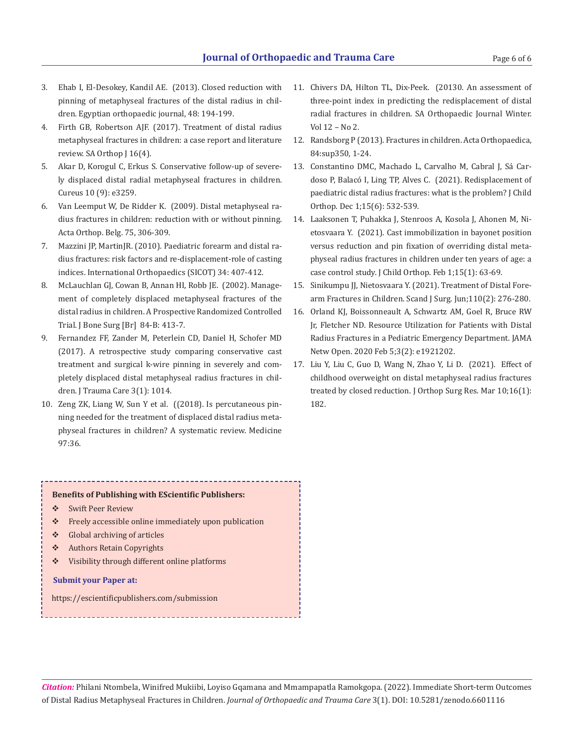3. Ehab I, El-Desokey, Kandil AE. (2013). Closed reduction with pinning of metaphyseal fractures of the distal radius in children. Egyptian orthopaedic journal, 48: 194-199.
4. Firth GB, Robertson AJF. (2017). Treatment of distal radius metaphyseal fractures in children: a case report and literature review. SA Orthop J 16(4).
5. Akar D, Korogul C, Erkus S. Conservative follow-up of severely displaced distal radial metaphyseal fractures in children. Cureus 10 (9): e3259.
6. Van Leemput W, De Ridder K. (2009). Distal metaphyseal radius fractures in children: reduction with or without pinning. Acta Orthop. Belg. 75, 306-309.
7. Mazzini JP, MartinJR. (2010). Paediatric forearm and distal radius fractures: risk factors and re-displacement-role of casting indices. International Orthopaedics (SICOT) 34: 407-412.
8. McLauchlan GJ, Cowan B, Annan HI, Robb JE. (2002). Management of completely displaced metaphyseal fractures of the distal radius in children. A Prospective Randomized Controlled Trial. J Bone Surg [Br] 84-B: 413-7.
9. Fernandez FF, Zander M, Peterlein CD, Daniel H, Schofer MD (2017). A retrospective study comparing conservative cast treatment and surgical k-wire pinning in severely and completely displaced distal metaphyseal radius fractures in children. J Trauma Care 3(1): 1014.
10. Zeng ZK, Liang W, Sun Y et al. ((2018). Is percutaneous pinning needed for the treatment of displaced distal radius metaphyseal fractures in children? A systematic review. Medicine 97:36.
11. Chivers DA, Hilton TL, Dix-Peek. (20130. An assessment of three-point index in predicting the redisplacement of distal radial fractures in children. SA Orthopaedic Journal Winter. Vol 12 – No 2.
12. Randsborg P (2013). Fractures in children. Acta Orthopaedica, 84:sup350, 1-24.
13. Constantino DMC, Machado L, Carvalho M, Cabral J, Sá Cardoso P, Balacó I, Ling TP, Alves C. (2021). Redisplacement of paediatric distal radius fractures: what is the problem? J Child Orthop. Dec 1;15(6): 532-539.
14. Laaksonen T, Puhakka J, Stenroos A, Kosola J, Ahonen M, Nietosvaara Y. (2021). Cast immobilization in bayonet position versus reduction and pin fixation of overriding distal metaphyseal radius fractures in children under ten years of age: a case control study. J Child Orthop. Feb 1;15(1): 63-69.
15. Sinikumpu JJ, Nietosvaara Y. (2021). Treatment of Distal Forearm Fractures in Children. Scand J Surg. Jun;110(2): 276-280.
16. Orland KJ, Boissonneault A, Schwartz AM, Goel R, Bruce RW Jr, Fletcher ND. Resource Utilization for Patients with Distal Radius Fractures in a Pediatric Emergency Department. JAMA Netw Open. 2020 Feb 5;3(2): e1921202.
17. Liu Y, Liu C, Guo D, Wang N, Zhao Y, Li D. (2021). Effect of childhood overweight on distal metaphyseal radius fractures treated by closed reduction. J Orthop Surg Res. Mar 10;16(1): 182.

**Benefits of Publishing with EScientific Publishers:**

- Swift Peer Review
- Freely accessible online immediately upon publication
- Global archiving of articles
- Authors Retain Copyrights
- Visibility through different online platforms

**Submit your Paper at:**

https://escientificpublishers.com/submission